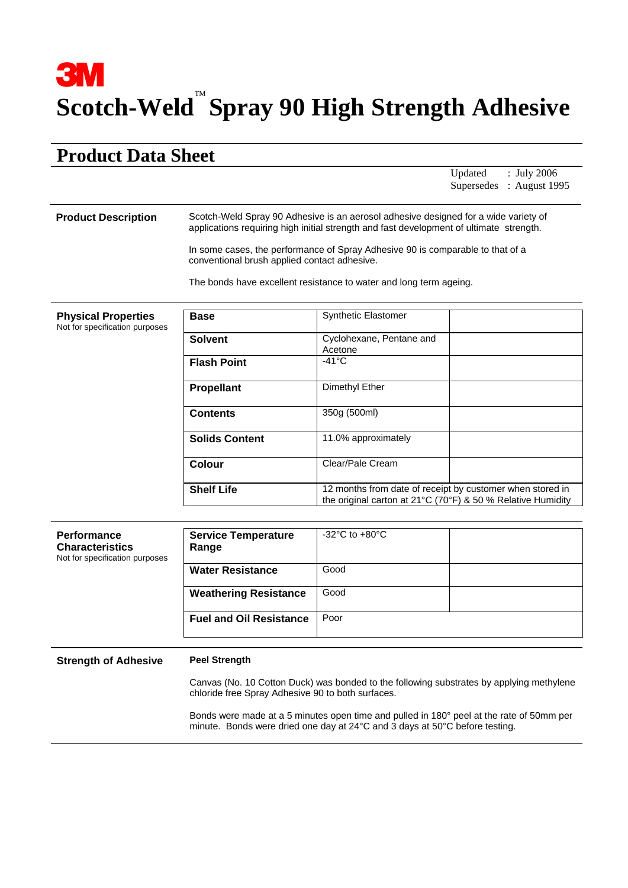# 3M

# Scotch-Weld™ Spray 90 High Strength Adhesive

## Product Data Sheet

Updated : July 2006
Supersedes : August 1995

**Product Description**

Scotch-Weld Spray 90 Adhesive is an aerosol adhesive designed for a wide variety of applications requiring high initial strength and fast development of ultimate strength.

In some cases, the performance of Spray Adhesive 90 is comparable to that of a conventional brush applied contact adhesive.

The bonds have excellent resistance to water and long term ageing.

**Physical Properties**
Not for specification purposes

| | | |
|---|---|---|
| **Base** | Synthetic Elastomer | |
| **Solvent** | Cyclohexane, Pentane and Acetone | |
| **Flash Point** | -41°C | |
| **Propellant** | Dimethyl Ether | |
| **Contents** | 350g (500ml) | |
| **Solids Content** | 11.0% approximately | |
| **Colour** | Clear/Pale Cream | |
| **Shelf Life** | 12 months from date of receipt by customer when stored in the original carton at 21°C (70°F) & 50 % Relative Humidity | |

**Performance Characteristics**
Not for specification purposes

| | | |
|---|---|---|
| **Service Temperature Range** | -32°C to +80°C | |
| **Water Resistance** | Good | |
| **Weathering Resistance** | Good | |
| **Fuel and Oil Resistance** | Poor | |

**Strength of Adhesive**

**Peel Strength**

Canvas (No. 10 Cotton Duck) was bonded to the following substrates by applying methylene chloride free Spray Adhesive 90 to both surfaces.

Bonds were made at a 5 minutes open time and pulled in 180° peel at the rate of 50mm per minute. Bonds were dried one day at 24°C and 3 days at 50°C before testing.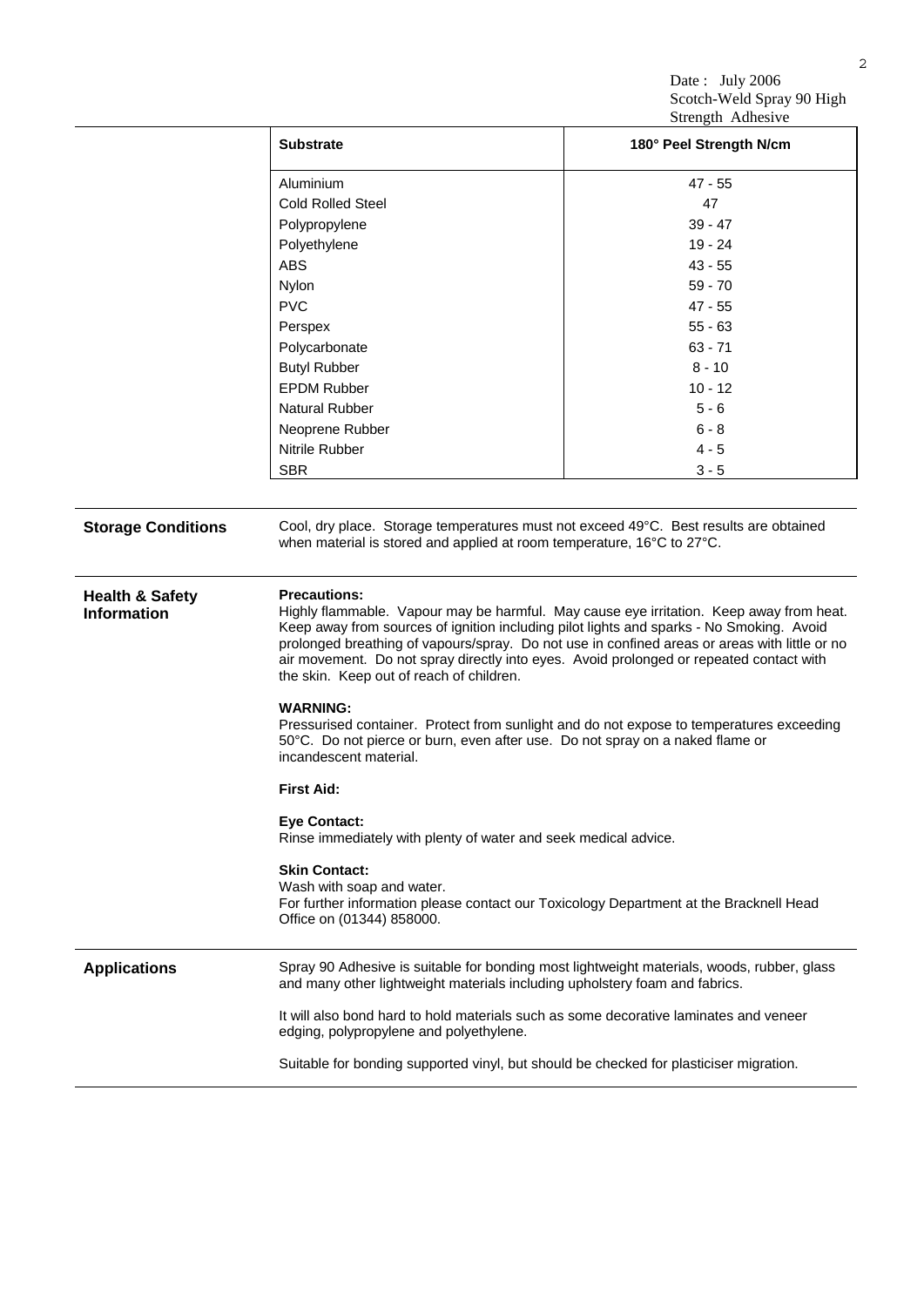| Substrate | 180° Peel Strength N/cm |
|---|---|
| Aluminium | 47 - 55 |
| Cold Rolled Steel | 47 |
| Polypropylene | 39 - 47 |
| Polyethylene | 19 - 24 |
| ABS | 43 - 55 |
| Nylon | 59 - 70 |
| PVC | 47 - 55 |
| Perspex | 55 - 63 |
| Polycarbonate | 63 - 71 |
| Butyl Rubber | 8 - 10 |
| EPDM Rubber | 10 - 12 |
| Natural Rubber | 5 - 6 |
| Neoprene Rubber | 6 - 8 |
| Nitrile Rubber | 4 - 5 |
| SBR | 3 - 5 |

## Storage Conditions

Cool, dry place. Storage temperatures must not exceed 49°C. Best results are obtained when material is stored and applied at room temperature, 16°C to 27°C.

## Health & Safety Information

**Precautions:**
Highly flammable. Vapour may be harmful. May cause eye irritation. Keep away from heat. Keep away from sources of ignition including pilot lights and sparks - No Smoking. Avoid prolonged breathing of vapours/spray. Do not use in confined areas or areas with little or no air movement. Do not spray directly into eyes. Avoid prolonged or repeated contact with the skin. Keep out of reach of children.

**WARNING:**
Pressurised container. Protect from sunlight and do not expose to temperatures exceeding 50°C. Do not pierce or burn, even after use. Do not spray on a naked flame or incandescent material.

**First Aid:**

**Eye Contact:**
Rinse immediately with plenty of water and seek medical advice.

**Skin Contact:**
Wash with soap and water.
For further information please contact our Toxicology Department at the Bracknell Head Office on (01344) 858000.

## Applications

Spray 90 Adhesive is suitable for bonding most lightweight materials, woods, rubber, glass and many other lightweight materials including upholstery foam and fabrics.

It will also bond hard to hold materials such as some decorative laminates and veneer edging, polypropylene and polyethylene.

Suitable for bonding supported vinyl, but should be checked for plasticiser migration.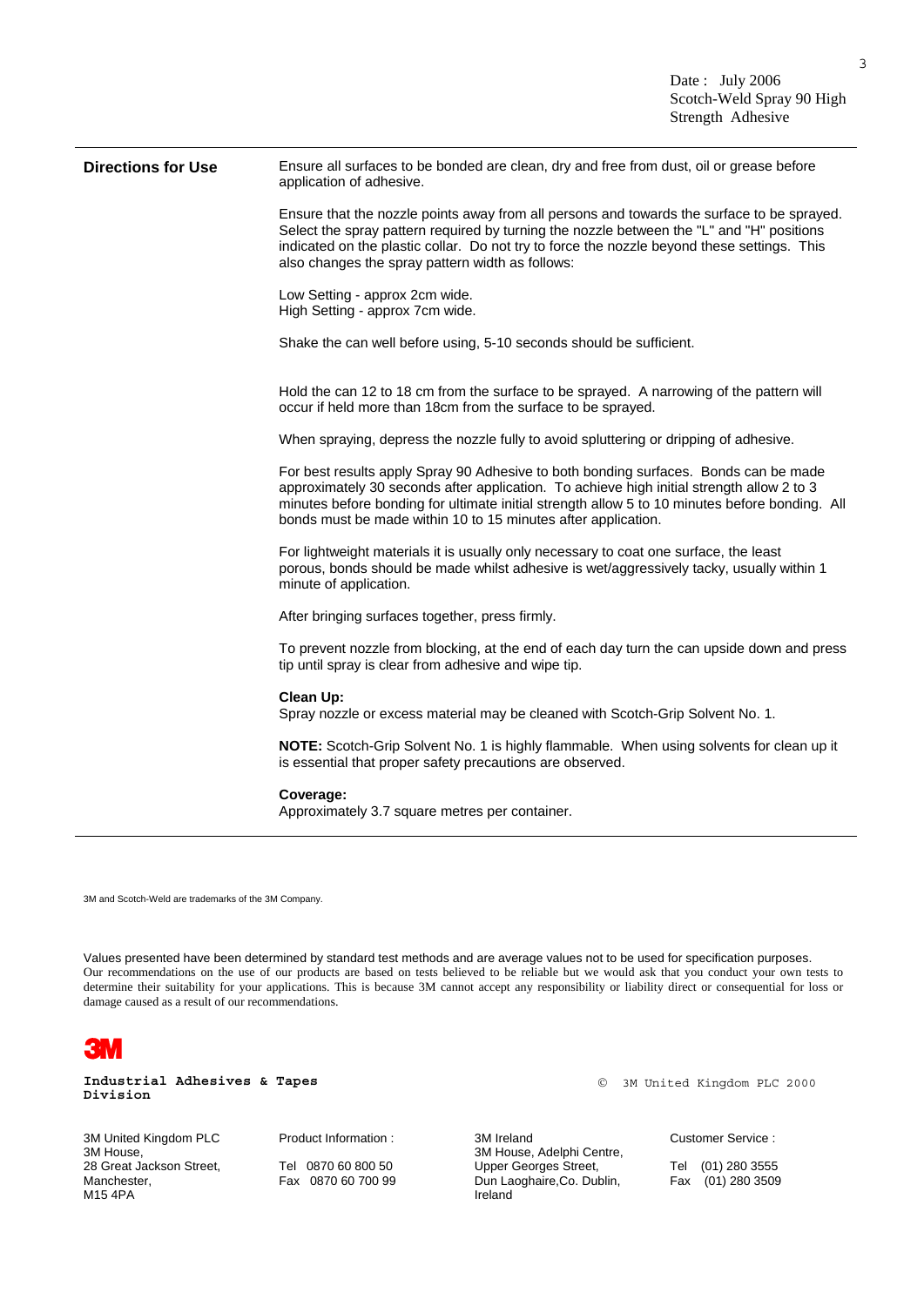## Directions for Use

Ensure all surfaces to be bonded are clean, dry and free from dust, oil or grease before application of adhesive.

Ensure that the nozzle points away from all persons and towards the surface to be sprayed. Select the spray pattern required by turning the nozzle between the "L" and "H" positions indicated on the plastic collar. Do not try to force the nozzle beyond these settings. This also changes the spray pattern width as follows:

Low Setting - approx 2cm wide.
High Setting - approx 7cm wide.

Shake the can well before using, 5-10 seconds should be sufficient.

Hold the can 12 to 18 cm from the surface to be sprayed. A narrowing of the pattern will occur if held more than 18cm from the surface to be sprayed.

When spraying, depress the nozzle fully to avoid spluttering or dripping of adhesive.

For best results apply Spray 90 Adhesive to both bonding surfaces. Bonds can be made approximately 30 seconds after application. To achieve high initial strength allow 2 to 3 minutes before bonding for ultimate initial strength allow 5 to 10 minutes before bonding. All bonds must be made within 10 to 15 minutes after application.

For lightweight materials it is usually only necessary to coat one surface, the least porous, bonds should be made whilst adhesive is wet/aggressively tacky, usually within 1 minute of application.

After bringing surfaces together, press firmly.

To prevent nozzle from blocking, at the end of each day turn the can upside down and press tip until spray is clear from adhesive and wipe tip.

**Clean Up:**
Spray nozzle or excess material may be cleaned with Scotch-Grip Solvent No. 1.

**NOTE:** Scotch-Grip Solvent No. 1 is highly flammable. When using solvents for clean up it is essential that proper safety precautions are observed.

**Coverage:**
Approximately 3.7 square metres per container.

3M and Scotch-Weld are trademarks of the 3M Company.

Values presented have been determined by standard test methods and are average values not to be used for specification purposes.
Our recommendations on the use of our products are based on tests believed to be reliable but we would ask that you conduct your own tests to determine their suitability for your applications. This is because 3M cannot accept any responsibility or liability direct or consequential for loss or damage caused as a result of our recommendations.

3M

**Industrial Adhesives & Tapes Division**

© 3M United Kingdom PLC 2000

3M United Kingdom PLC
3M House,
28 Great Jackson Street,
Manchester,
M15 4PA

Product Information :
Tel 0870 60 800 50
Fax 0870 60 700 99

3M Ireland
3M House, Adelphi Centre,
Upper Georges Street,
Dun Laoghaire,Co. Dublin,
Ireland

Customer Service :
Tel (01) 280 3555
Fax (01) 280 3509